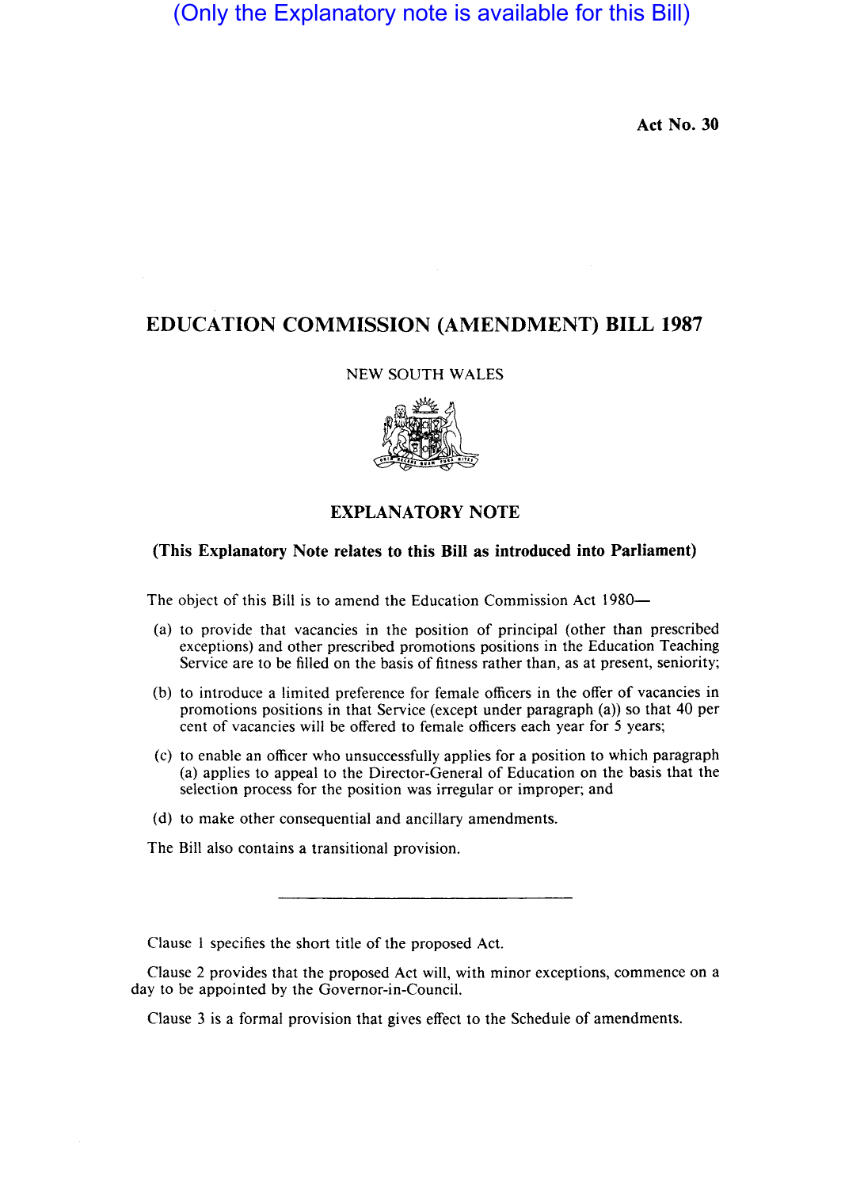(Only the Explanatory note is available for this Bill)

**Act No. 30**

# EDUCATION COMMISSION (AMENDMENT) BILL 1987

NEW SOUTH WALES

## EXPLANATORY NOTE

**(This Explanatory Note relates to this Bill as introduced into Parliament)**

The object of this Bill is to amend the Education Commission Act 1980—

(a) to provide that vacancies in the position of principal (other than prescribed exceptions) and other prescribed promotions positions in the Education Teaching Service are to be filled on the basis of fitness rather than, as at present, seniority;

(b) to introduce a limited preference for female officers in the offer of vacancies in promotions positions in that Service (except under paragraph (a)) so that 40 per cent of vacancies will be offered to female officers each year for 5 years;

(c) to enable an officer who unsuccessfully applies for a position to which paragraph (a) applies to appeal to the Director-General of Education on the basis that the selection process for the position was irregular or improper; and

(d) to make other consequential and ancillary amendments.

The Bill also contains a transitional provision.

---

Clause 1 specifies the short title of the proposed Act.

Clause 2 provides that the proposed Act will, with minor exceptions, commence on a day to be appointed by the Governor-in-Council.

Clause 3 is a formal provision that gives effect to the Schedule of amendments.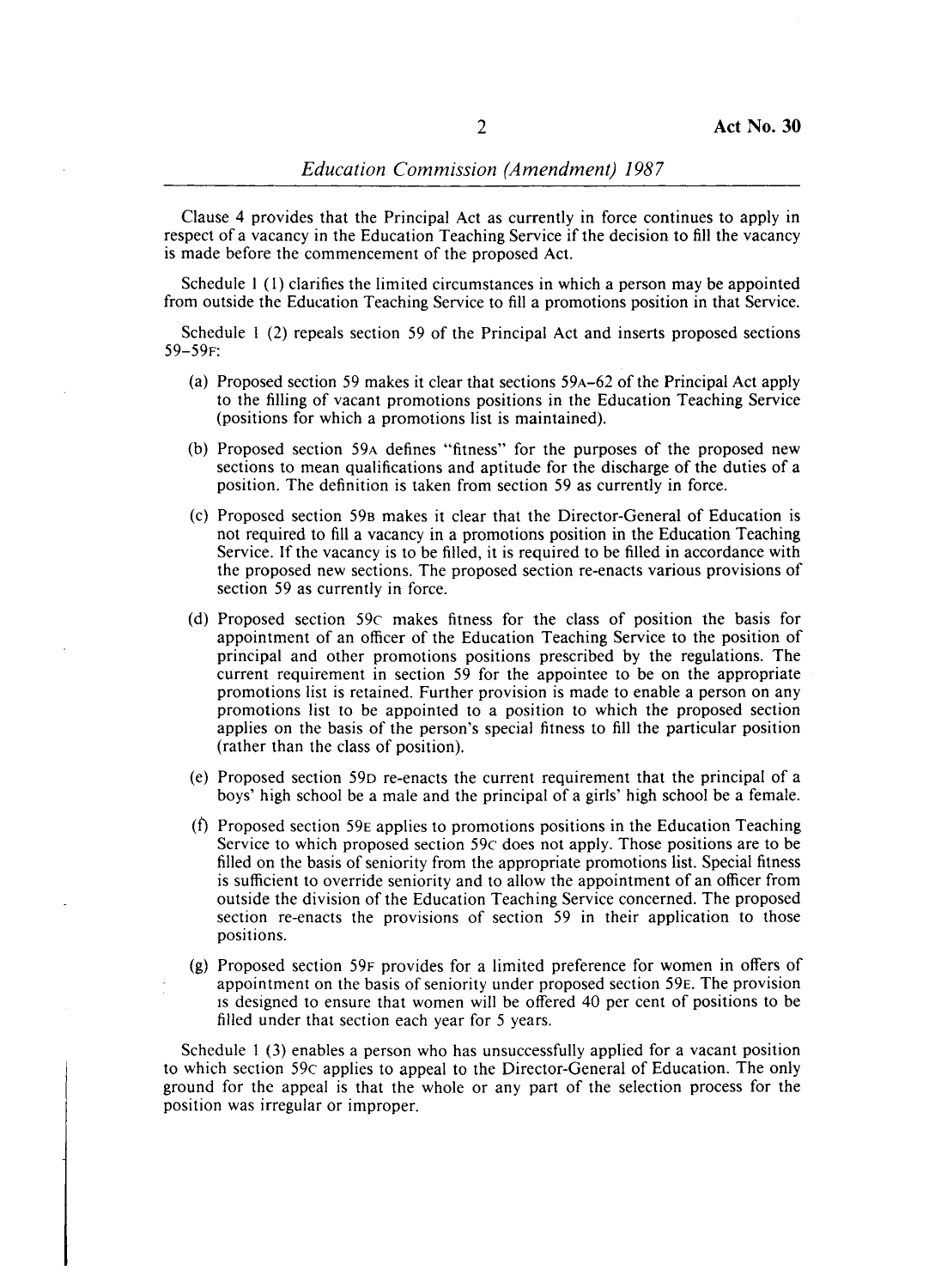Clause 4 provides that the Principal Act as currently in force continues to apply in respect of a vacancy in the Education Teaching Service if the decision to fill the vacancy is made before the commencement of the proposed Act.

Schedule 1 (1) clarifies the limited circumstances in which a person may be appointed from outside the Education Teaching Service to fill a promotions position in that Service.

Schedule 1 (2) repeals section 59 of the Principal Act and inserts proposed sections 59–59F:

(a) Proposed section 59 makes it clear that sections 59A–62 of the Principal Act apply to the filling of vacant promotions positions in the Education Teaching Service (positions for which a promotions list is maintained).

(b) Proposed section 59A defines "fitness" for the purposes of the proposed new sections to mean qualifications and aptitude for the discharge of the duties of a position. The definition is taken from section 59 as currently in force.

(c) Proposed section 59B makes it clear that the Director-General of Education is not required to fill a vacancy in a promotions position in the Education Teaching Service. If the vacancy is to be filled, it is required to be filled in accordance with the proposed new sections. The proposed section re-enacts various provisions of section 59 as currently in force.

(d) Proposed section 59C makes fitness for the class of position the basis for appointment of an officer of the Education Teaching Service to the position of principal and other promotions positions prescribed by the regulations. The current requirement in section 59 for the appointee to be on the appropriate promotions list is retained. Further provision is made to enable a person on any promotions list to be appointed to a position to which the proposed section applies on the basis of the person's special fitness to fill the particular position (rather than the class of position).

(e) Proposed section 59D re-enacts the current requirement that the principal of a boys' high school be a male and the principal of a girls' high school be a female.

(f) Proposed section 59E applies to promotions positions in the Education Teaching Service to which proposed section 59C does not apply. Those positions are to be filled on the basis of seniority from the appropriate promotions list. Special fitness is sufficient to override seniority and to allow the appointment of an officer from outside the division of the Education Teaching Service concerned. The proposed section re-enacts the provisions of section 59 in their application to those positions.

(g) Proposed section 59F provides for a limited preference for women in offers of appointment on the basis of seniority under proposed section 59E. The provision is designed to ensure that women will be offered 40 per cent of positions to be filled under that section each year for 5 years.

Schedule 1 (3) enables a person who has unsuccessfully applied for a vacant position to which section 59C applies to appeal to the Director-General of Education. The only ground for the appeal is that the whole or any part of the selection process for the position was irregular or improper.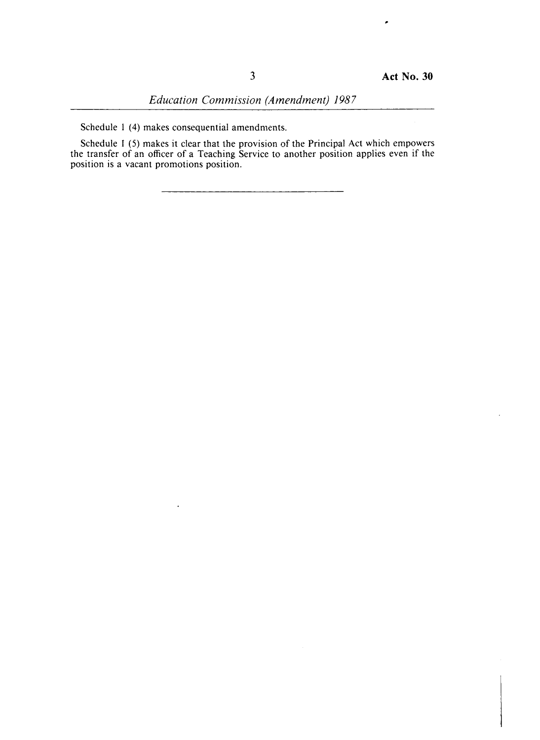Schedule 1 (4) makes consequential amendments.

Schedule 1 (5) makes it clear that the provision of the Principal Act which empowers the transfer of an officer of a Teaching Service to another position applies even if the position is a vacant promotions position.

---